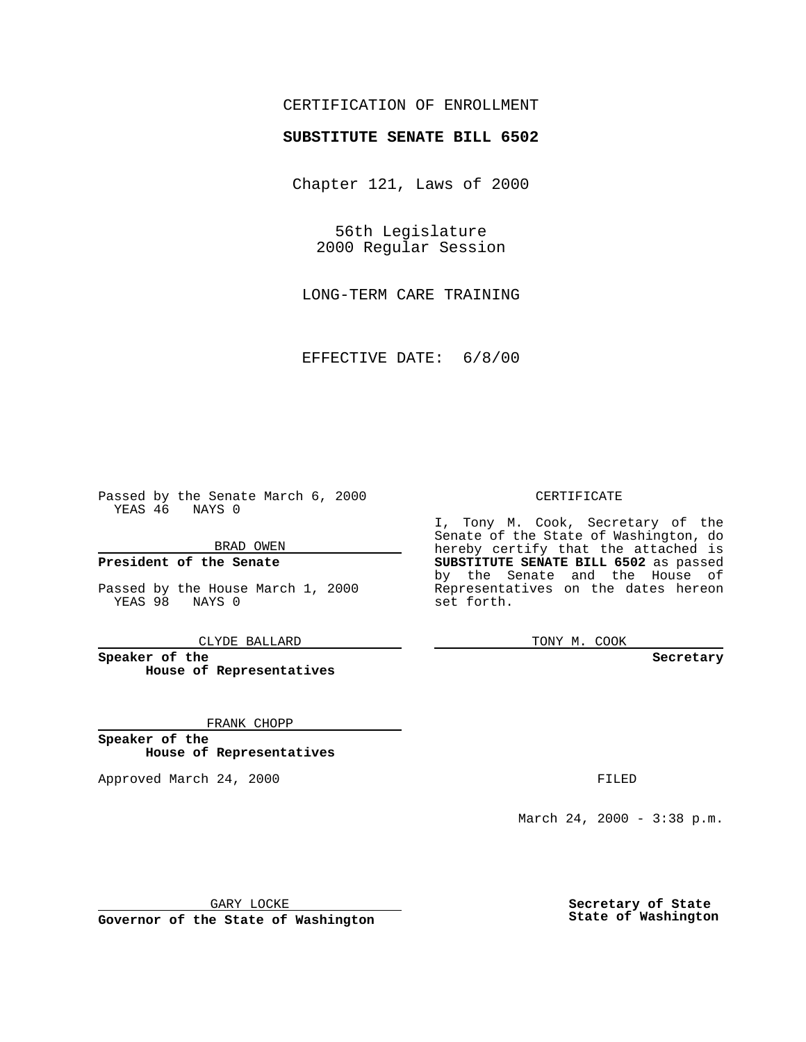CERTIFICATION OF ENROLLMENT

**SUBSTITUTE SENATE BILL 6502**

Chapter 121, Laws of 2000

56th Legislature
2000 Regular Session

LONG-TERM CARE TRAINING

EFFECTIVE DATE: 6/8/00

Passed by the Senate March 6, 2000
YEAS 46 NAYS 0

BRAD OWEN

**President of the Senate**

Passed by the House March 1, 2000
YEAS 98 NAYS 0

CLYDE BALLARD

**Speaker of the House of Representatives**

FRANK CHOPP

**Speaker of the House of Representatives**

Approved March 24, 2000

GARY LOCKE

**Governor of the State of Washington**

CERTIFICATE

I, Tony M. Cook, Secretary of the Senate of the State of Washington, do hereby certify that the attached is **SUBSTITUTE SENATE BILL 6502** as passed by the Senate and the House of Representatives on the dates hereon set forth.

TONY M. COOK

**Secretary**

FILED

March 24, 2000 - 3:38 p.m.

**Secretary of State**
**State of Washington**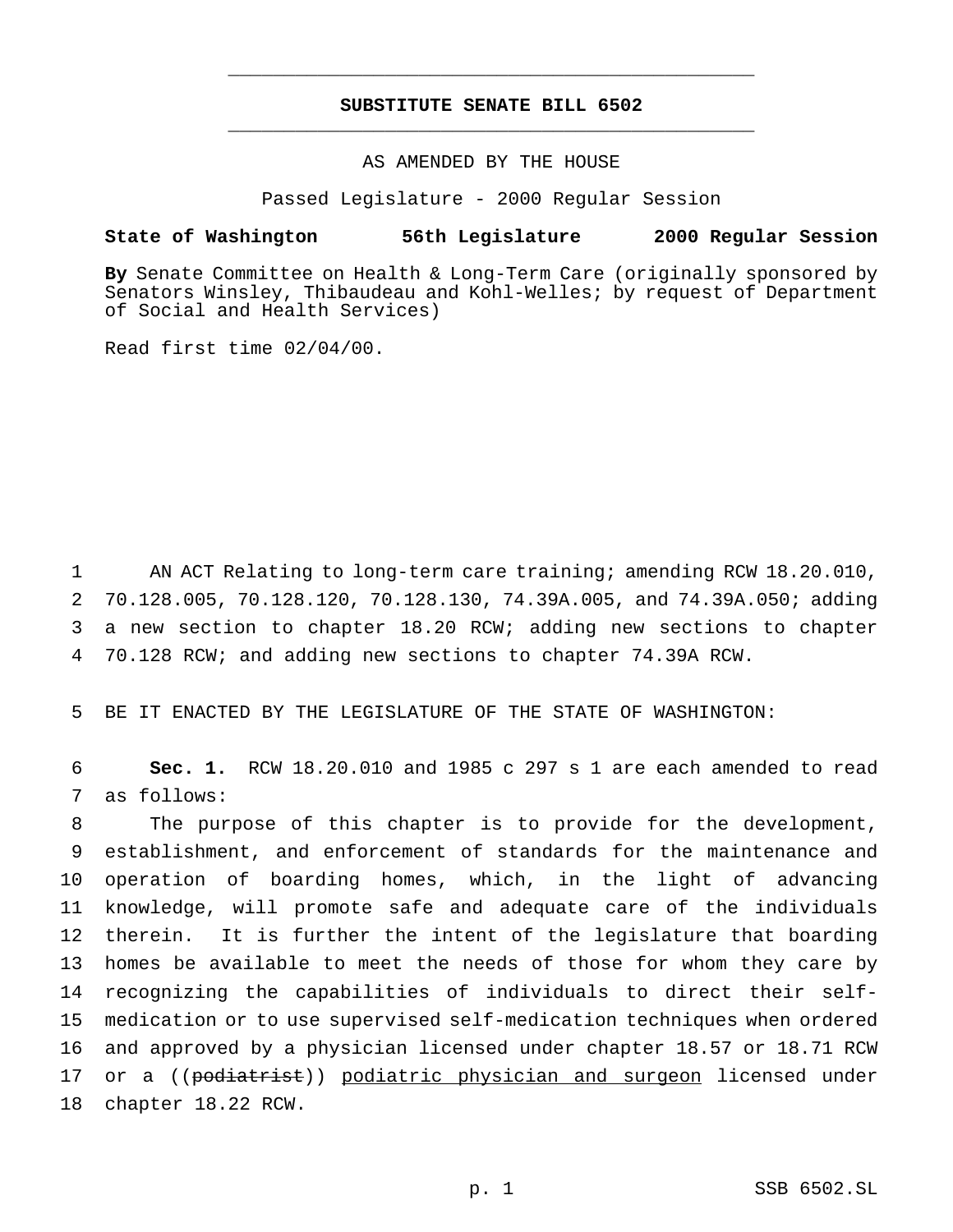# SUBSTITUTE SENATE BILL 6502

AS AMENDED BY THE HOUSE

Passed Legislature - 2000 Regular Session

**State of Washington 56th Legislature 2000 Regular Session**

**By** Senate Committee on Health & Long-Term Care (originally sponsored by Senators Winsley, Thibaudeau and Kohl-Welles; by request of Department of Social and Health Services)

Read first time 02/04/00.

AN ACT Relating to long-term care training; amending RCW 18.20.010, 70.128.005, 70.128.120, 70.128.130, 74.39A.005, and 74.39A.050; adding a new section to chapter 18.20 RCW; adding new sections to chapter 70.128 RCW; and adding new sections to chapter 74.39A RCW.

BE IT ENACTED BY THE LEGISLATURE OF THE STATE OF WASHINGTON:

**Sec. 1.** RCW 18.20.010 and 1985 c 297 s 1 are each amended to read as follows:

The purpose of this chapter is to provide for the development, establishment, and enforcement of standards for the maintenance and operation of boarding homes, which, in the light of advancing knowledge, will promote safe and adequate care of the individuals therein. It is further the intent of the legislature that boarding homes be available to meet the needs of those for whom they care by recognizing the capabilities of individuals to direct their self-medication or to use supervised self-medication techniques when ordered and approved by a physician licensed under chapter 18.57 or 18.71 RCW or a ((~~podiatrist~~)) <u>podiatric physician and surgeon</u> licensed under chapter 18.22 RCW.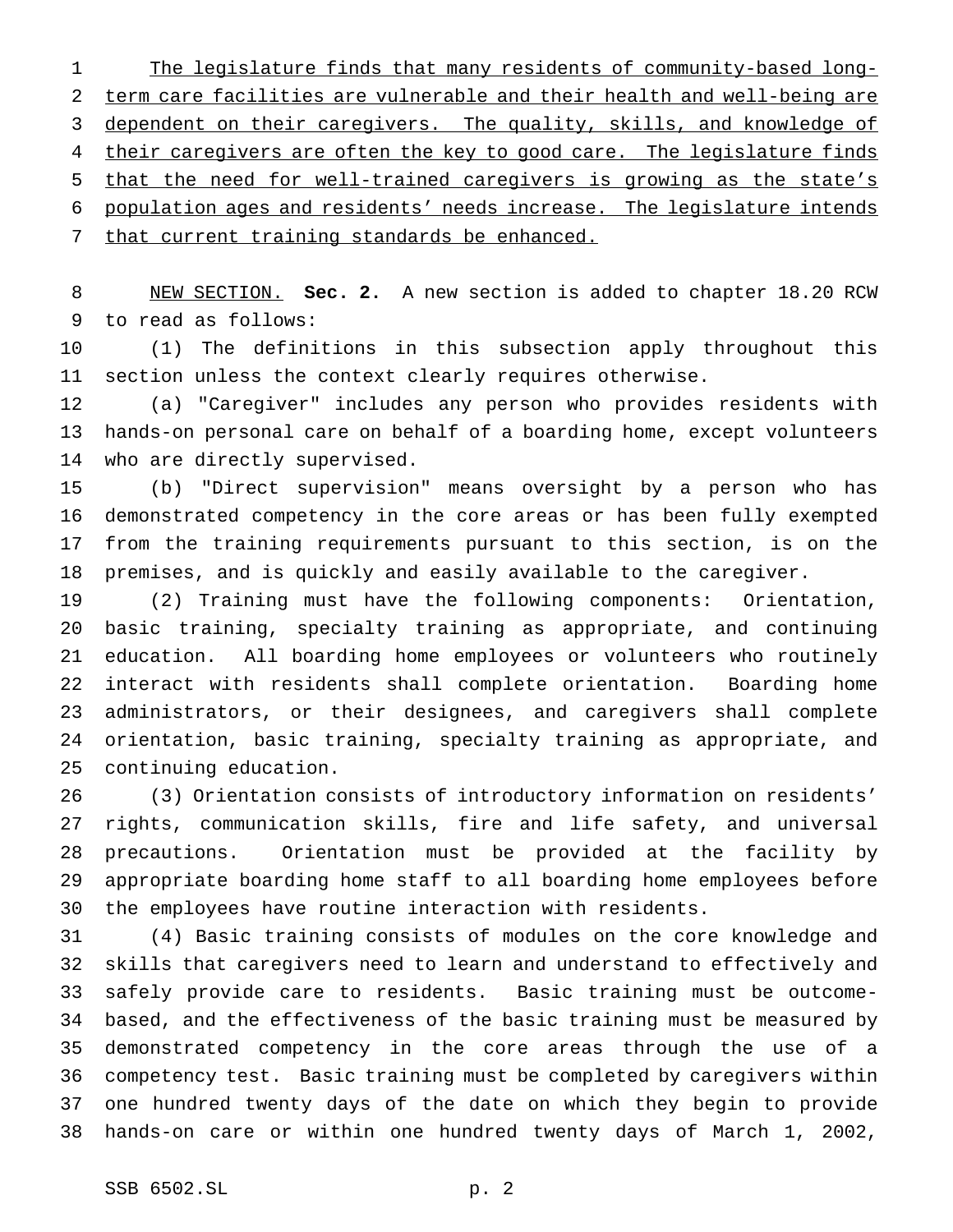The legislature finds that many residents of community-based long-term care facilities are vulnerable and their health and well-being are dependent on their caregivers. The quality, skills, and knowledge of their caregivers are often the key to good care. The legislature finds that the need for well-trained caregivers is growing as the state's population ages and residents' needs increase. The legislature intends that current training standards be enhanced.

NEW SECTION. **Sec. 2.** A new section is added to chapter 18.20 RCW to read as follows:

(1) The definitions in this subsection apply throughout this section unless the context clearly requires otherwise.

(a) "Caregiver" includes any person who provides residents with hands-on personal care on behalf of a boarding home, except volunteers who are directly supervised.

(b) "Direct supervision" means oversight by a person who has demonstrated competency in the core areas or has been fully exempted from the training requirements pursuant to this section, is on the premises, and is quickly and easily available to the caregiver.

(2) Training must have the following components: Orientation, basic training, specialty training as appropriate, and continuing education. All boarding home employees or volunteers who routinely interact with residents shall complete orientation. Boarding home administrators, or their designees, and caregivers shall complete orientation, basic training, specialty training as appropriate, and continuing education.

(3) Orientation consists of introductory information on residents' rights, communication skills, fire and life safety, and universal precautions. Orientation must be provided at the facility by appropriate boarding home staff to all boarding home employees before the employees have routine interaction with residents.

(4) Basic training consists of modules on the core knowledge and skills that caregivers need to learn and understand to effectively and safely provide care to residents. Basic training must be outcome-based, and the effectiveness of the basic training must be measured by demonstrated competency in the core areas through the use of a competency test. Basic training must be completed by caregivers within one hundred twenty days of the date on which they begin to provide hands-on care or within one hundred twenty days of March 1, 2002,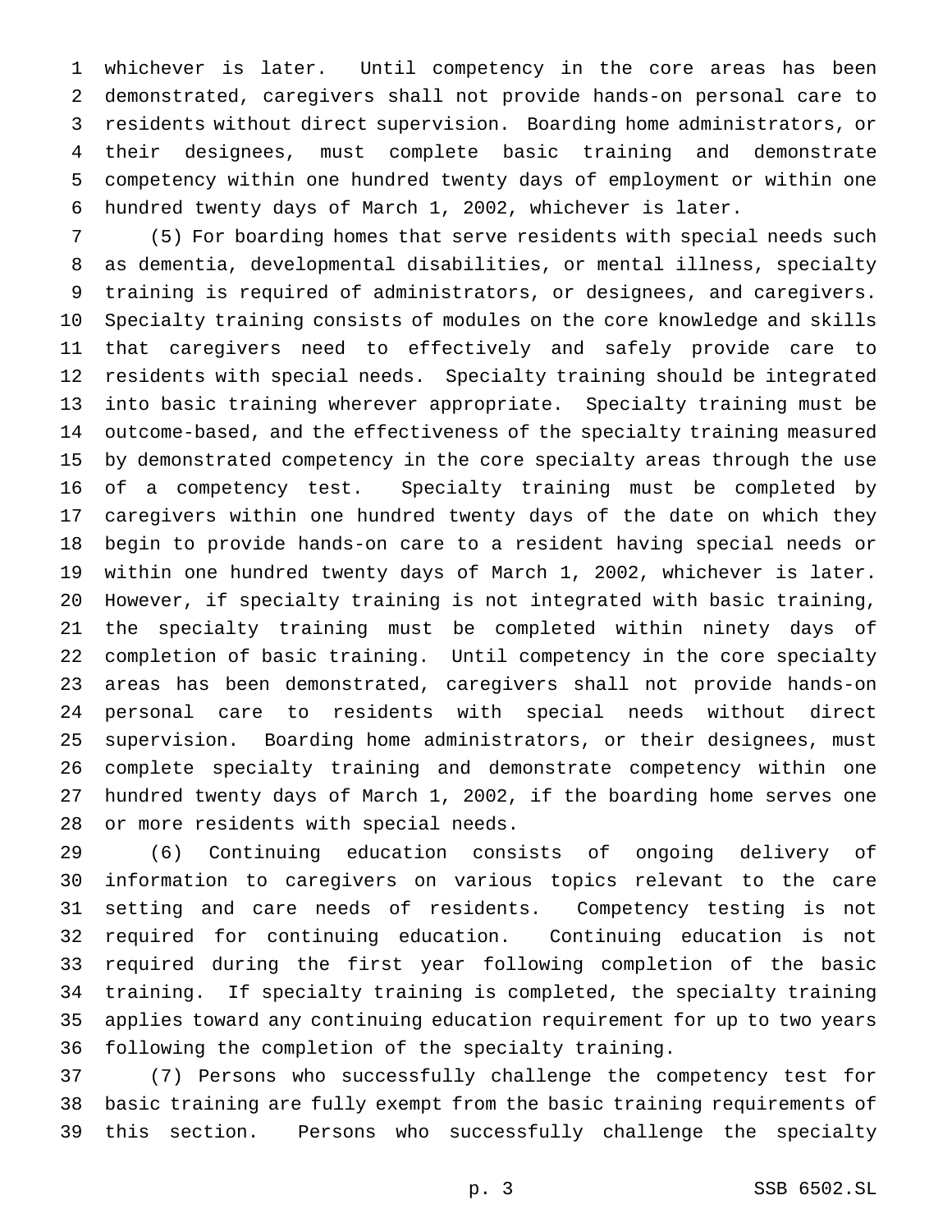whichever is later. Until competency in the core areas has been demonstrated, caregivers shall not provide hands-on personal care to residents without direct supervision. Boarding home administrators, or their designees, must complete basic training and demonstrate competency within one hundred twenty days of employment or within one hundred twenty days of March 1, 2002, whichever is later.

(5) For boarding homes that serve residents with special needs such as dementia, developmental disabilities, or mental illness, specialty training is required of administrators, or designees, and caregivers. Specialty training consists of modules on the core knowledge and skills that caregivers need to effectively and safely provide care to residents with special needs. Specialty training should be integrated into basic training wherever appropriate. Specialty training must be outcome-based, and the effectiveness of the specialty training measured by demonstrated competency in the core specialty areas through the use of a competency test. Specialty training must be completed by caregivers within one hundred twenty days of the date on which they begin to provide hands-on care to a resident having special needs or within one hundred twenty days of March 1, 2002, whichever is later. However, if specialty training is not integrated with basic training, the specialty training must be completed within ninety days of completion of basic training. Until competency in the core specialty areas has been demonstrated, caregivers shall not provide hands-on personal care to residents with special needs without direct supervision. Boarding home administrators, or their designees, must complete specialty training and demonstrate competency within one hundred twenty days of March 1, 2002, if the boarding home serves one or more residents with special needs.

(6) Continuing education consists of ongoing delivery of information to caregivers on various topics relevant to the care setting and care needs of residents. Competency testing is not required for continuing education. Continuing education is not required during the first year following completion of the basic training. If specialty training is completed, the specialty training applies toward any continuing education requirement for up to two years following the completion of the specialty training.

(7) Persons who successfully challenge the competency test for basic training are fully exempt from the basic training requirements of this section. Persons who successfully challenge the specialty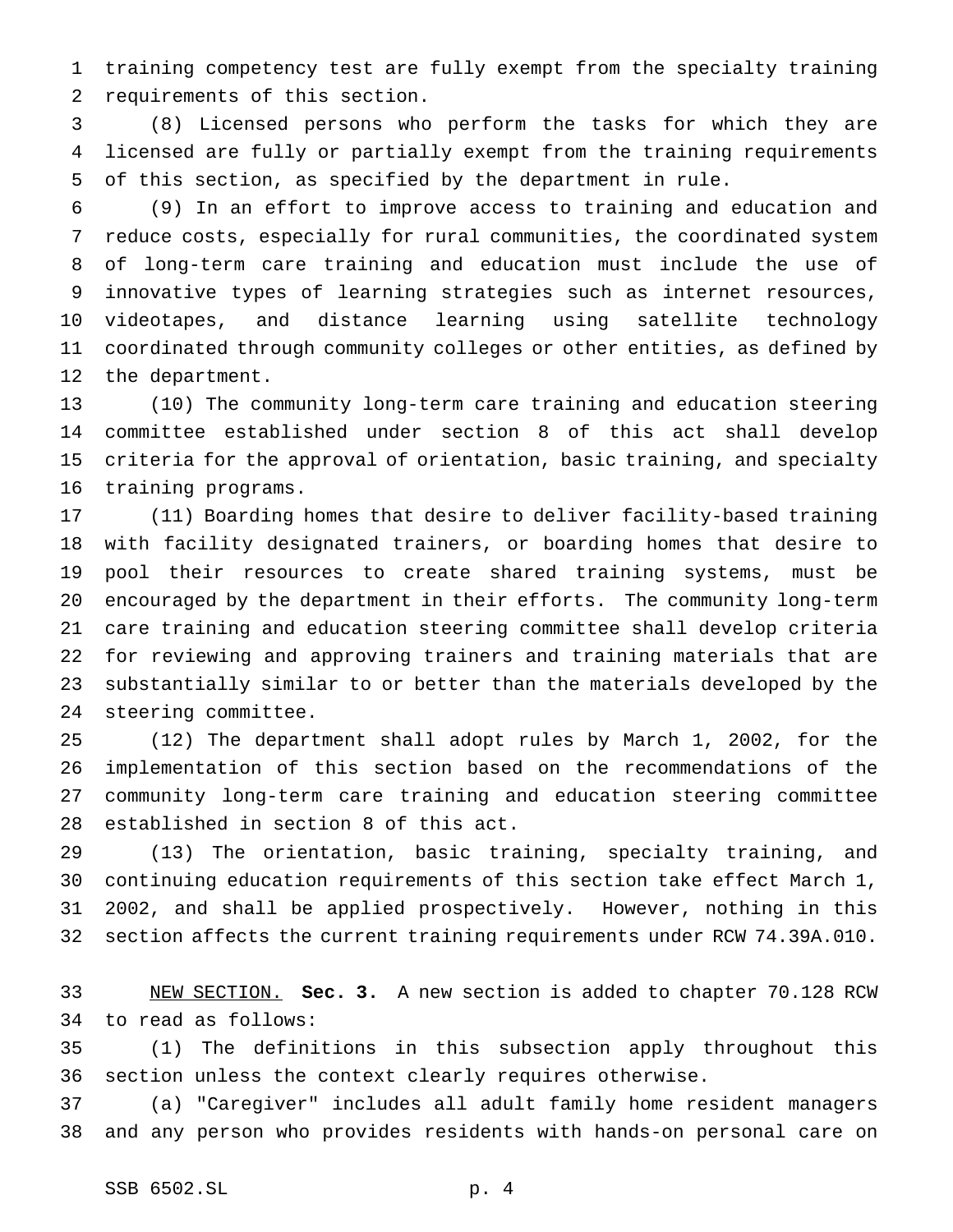training competency test are fully exempt from the specialty training requirements of this section.

(8) Licensed persons who perform the tasks for which they are licensed are fully or partially exempt from the training requirements of this section, as specified by the department in rule.

(9) In an effort to improve access to training and education and reduce costs, especially for rural communities, the coordinated system of long-term care training and education must include the use of innovative types of learning strategies such as internet resources, videotapes, and distance learning using satellite technology coordinated through community colleges or other entities, as defined by the department.

(10) The community long-term care training and education steering committee established under section 8 of this act shall develop criteria for the approval of orientation, basic training, and specialty training programs.

(11) Boarding homes that desire to deliver facility-based training with facility designated trainers, or boarding homes that desire to pool their resources to create shared training systems, must be encouraged by the department in their efforts. The community long-term care training and education steering committee shall develop criteria for reviewing and approving trainers and training materials that are substantially similar to or better than the materials developed by the steering committee.

(12) The department shall adopt rules by March 1, 2002, for the implementation of this section based on the recommendations of the community long-term care training and education steering committee established in section 8 of this act.

(13) The orientation, basic training, specialty training, and continuing education requirements of this section take effect March 1, 2002, and shall be applied prospectively. However, nothing in this section affects the current training requirements under RCW 74.39A.010.

NEW SECTION. **Sec. 3.** A new section is added to chapter 70.128 RCW to read as follows:

(1) The definitions in this subsection apply throughout this section unless the context clearly requires otherwise.

(a) "Caregiver" includes all adult family home resident managers and any person who provides residents with hands-on personal care on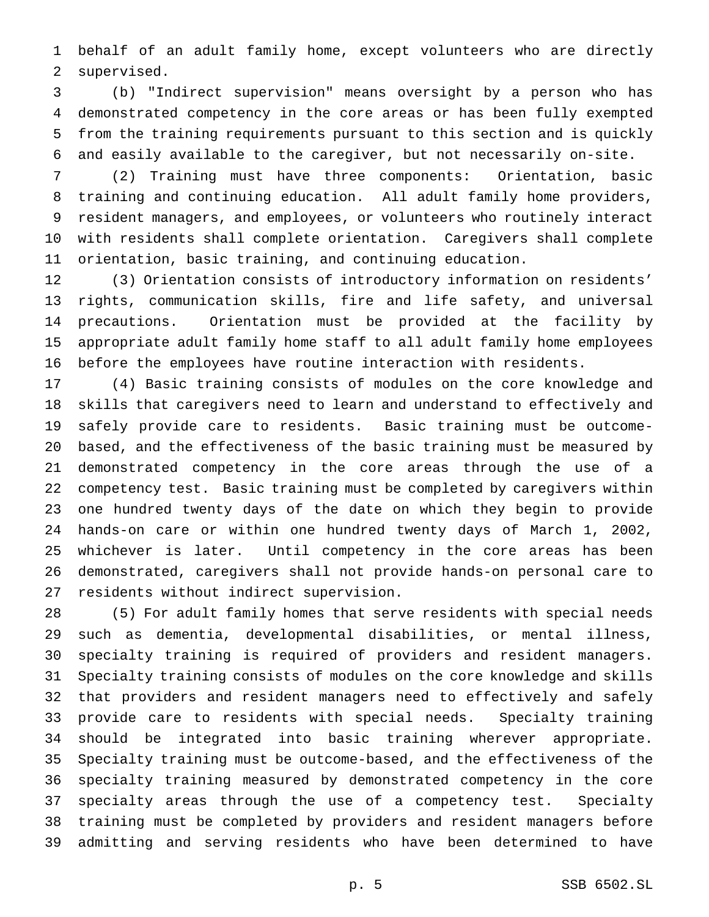behalf of an adult family home, except volunteers who are directly supervised.

(b) "Indirect supervision" means oversight by a person who has demonstrated competency in the core areas or has been fully exempted from the training requirements pursuant to this section and is quickly and easily available to the caregiver, but not necessarily on-site.

(2) Training must have three components: Orientation, basic training and continuing education. All adult family home providers, resident managers, and employees, or volunteers who routinely interact with residents shall complete orientation. Caregivers shall complete orientation, basic training, and continuing education.

(3) Orientation consists of introductory information on residents' rights, communication skills, fire and life safety, and universal precautions. Orientation must be provided at the facility by appropriate adult family home staff to all adult family home employees before the employees have routine interaction with residents.

(4) Basic training consists of modules on the core knowledge and skills that caregivers need to learn and understand to effectively and safely provide care to residents. Basic training must be outcome-based, and the effectiveness of the basic training must be measured by demonstrated competency in the core areas through the use of a competency test. Basic training must be completed by caregivers within one hundred twenty days of the date on which they begin to provide hands-on care or within one hundred twenty days of March 1, 2002, whichever is later. Until competency in the core areas has been demonstrated, caregivers shall not provide hands-on personal care to residents without indirect supervision.

(5) For adult family homes that serve residents with special needs such as dementia, developmental disabilities, or mental illness, specialty training is required of providers and resident managers. Specialty training consists of modules on the core knowledge and skills that providers and resident managers need to effectively and safely provide care to residents with special needs. Specialty training should be integrated into basic training wherever appropriate. Specialty training must be outcome-based, and the effectiveness of the specialty training measured by demonstrated competency in the core specialty areas through the use of a competency test. Specialty training must be completed by providers and resident managers before admitting and serving residents who have been determined to have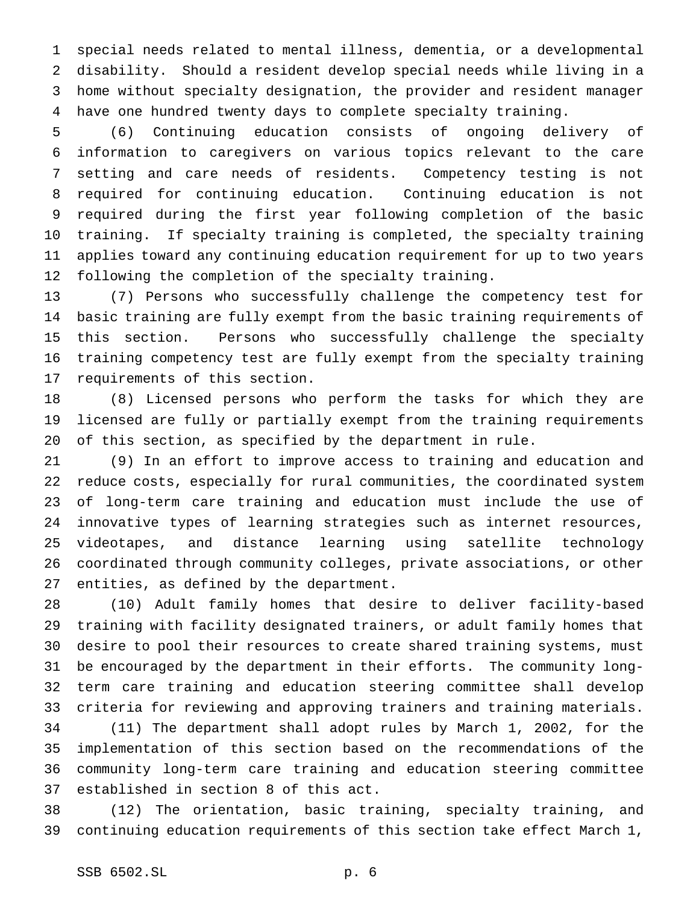special needs related to mental illness, dementia, or a developmental disability. Should a resident develop special needs while living in a home without specialty designation, the provider and resident manager have one hundred twenty days to complete specialty training.

(6) Continuing education consists of ongoing delivery of information to caregivers on various topics relevant to the care setting and care needs of residents. Competency testing is not required for continuing education. Continuing education is not required during the first year following completion of the basic training. If specialty training is completed, the specialty training applies toward any continuing education requirement for up to two years following the completion of the specialty training.

(7) Persons who successfully challenge the competency test for basic training are fully exempt from the basic training requirements of this section. Persons who successfully challenge the specialty training competency test are fully exempt from the specialty training requirements of this section.

(8) Licensed persons who perform the tasks for which they are licensed are fully or partially exempt from the training requirements of this section, as specified by the department in rule.

(9) In an effort to improve access to training and education and reduce costs, especially for rural communities, the coordinated system of long-term care training and education must include the use of innovative types of learning strategies such as internet resources, videotapes, and distance learning using satellite technology coordinated through community colleges, private associations, or other entities, as defined by the department.

(10) Adult family homes that desire to deliver facility-based training with facility designated trainers, or adult family homes that desire to pool their resources to create shared training systems, must be encouraged by the department in their efforts. The community long-term care training and education steering committee shall develop criteria for reviewing and approving trainers and training materials.

(11) The department shall adopt rules by March 1, 2002, for the implementation of this section based on the recommendations of the community long-term care training and education steering committee established in section 8 of this act.

(12) The orientation, basic training, specialty training, and continuing education requirements of this section take effect March 1,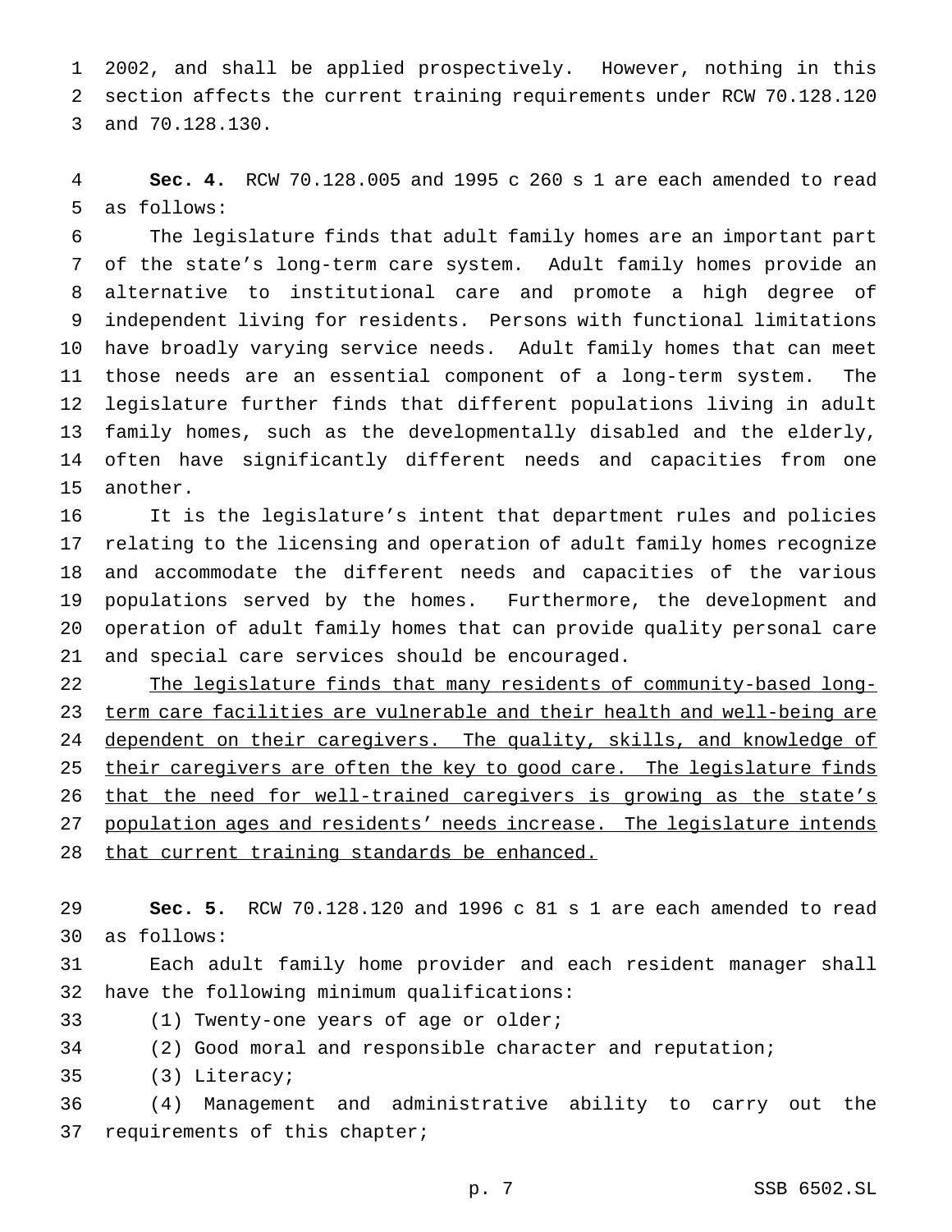2002, and shall be applied prospectively. However, nothing in this section affects the current training requirements under RCW 70.128.120 and 70.128.130.

**Sec. 4.** RCW 70.128.005 and 1995 c 260 s 1 are each amended to read as follows:

The legislature finds that adult family homes are an important part of the state's long-term care system. Adult family homes provide an alternative to institutional care and promote a high degree of independent living for residents. Persons with functional limitations have broadly varying service needs. Adult family homes that can meet those needs are an essential component of a long-term system. The legislature further finds that different populations living in adult family homes, such as the developmentally disabled and the elderly, often have significantly different needs and capacities from one another.

It is the legislature's intent that department rules and policies relating to the licensing and operation of adult family homes recognize and accommodate the different needs and capacities of the various populations served by the homes. Furthermore, the development and operation of adult family homes that can provide quality personal care and special care services should be encouraged.

<u>The legislature finds that many residents of community-based long-term care facilities are vulnerable and their health and well-being are dependent on their caregivers. The quality, skills, and knowledge of their caregivers are often the key to good care. The legislature finds that the need for well-trained caregivers is growing as the state's population ages and residents' needs increase. The legislature intends that current training standards be enhanced.</u>

**Sec. 5.** RCW 70.128.120 and 1996 c 81 s 1 are each amended to read as follows:

Each adult family home provider and each resident manager shall have the following minimum qualifications:

(1) Twenty-one years of age or older;

(2) Good moral and responsible character and reputation;

(3) Literacy;

(4) Management and administrative ability to carry out the requirements of this chapter;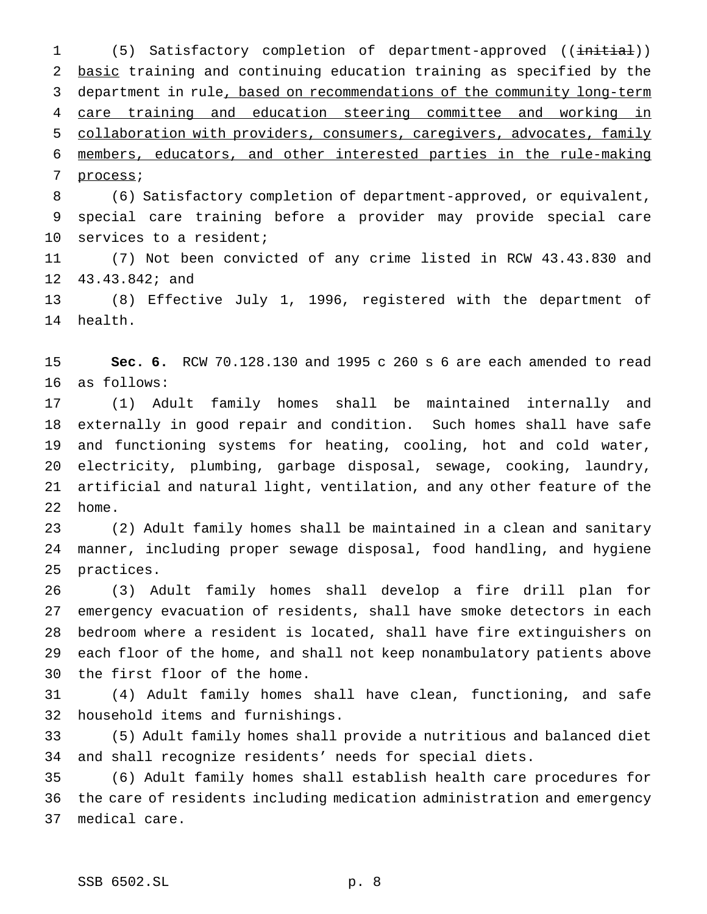(5) Satisfactory completion of department-approved ((~~initial~~)) <u>basic</u> training and continuing education training as specified by the department in rule<u>, based on recommendations of the community long-term care training and education steering committee and working in collaboration with providers, consumers, caregivers, advocates, family members, educators, and other interested parties in the rule-making process</u>;

(6) Satisfactory completion of department-approved, or equivalent, special care training before a provider may provide special care services to a resident;

(7) Not been convicted of any crime listed in RCW 43.43.830 and 43.43.842; and

(8) Effective July 1, 1996, registered with the department of health.

**Sec. 6.** RCW 70.128.130 and 1995 c 260 s 6 are each amended to read as follows:

(1) Adult family homes shall be maintained internally and externally in good repair and condition. Such homes shall have safe and functioning systems for heating, cooling, hot and cold water, electricity, plumbing, garbage disposal, sewage, cooking, laundry, artificial and natural light, ventilation, and any other feature of the home.

(2) Adult family homes shall be maintained in a clean and sanitary manner, including proper sewage disposal, food handling, and hygiene practices.

(3) Adult family homes shall develop a fire drill plan for emergency evacuation of residents, shall have smoke detectors in each bedroom where a resident is located, shall have fire extinguishers on each floor of the home, and shall not keep nonambulatory patients above the first floor of the home.

(4) Adult family homes shall have clean, functioning, and safe household items and furnishings.

(5) Adult family homes shall provide a nutritious and balanced diet and shall recognize residents' needs for special diets.

(6) Adult family homes shall establish health care procedures for the care of residents including medication administration and emergency medical care.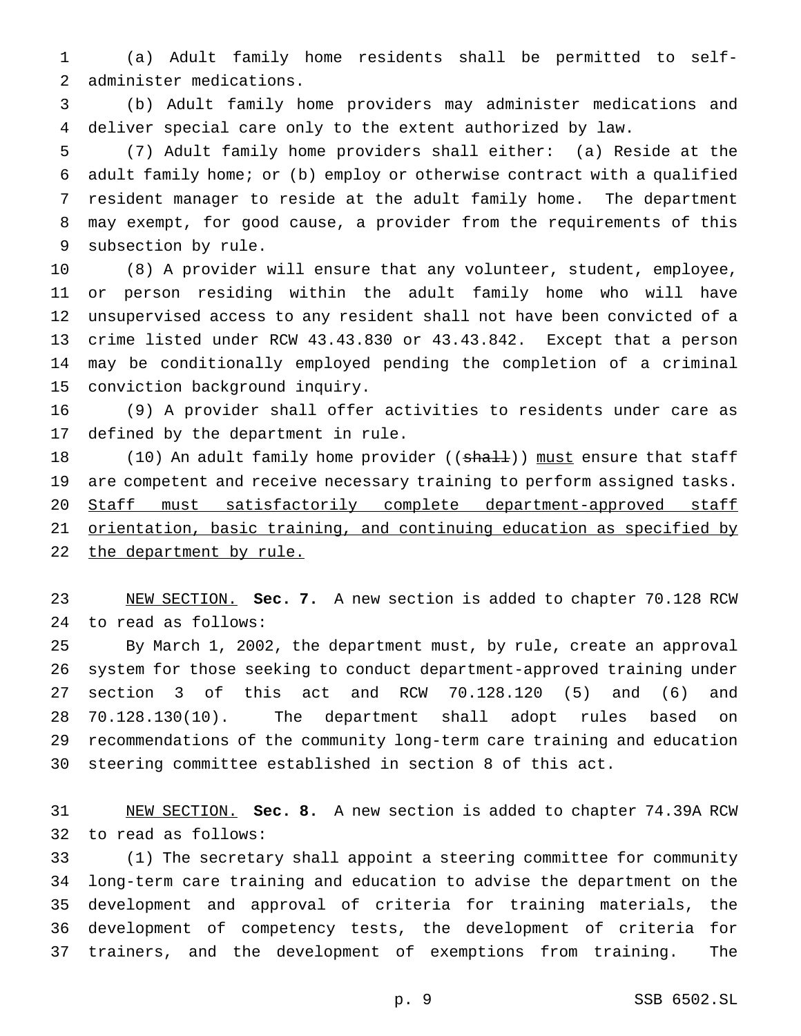(a) Adult family home residents shall be permitted to self-administer medications.

(b) Adult family home providers may administer medications and deliver special care only to the extent authorized by law.

(7) Adult family home providers shall either: (a) Reside at the adult family home; or (b) employ or otherwise contract with a qualified resident manager to reside at the adult family home. The department may exempt, for good cause, a provider from the requirements of this subsection by rule.

(8) A provider will ensure that any volunteer, student, employee, or person residing within the adult family home who will have unsupervised access to any resident shall not have been convicted of a crime listed under RCW 43.43.830 or 43.43.842. Except that a person may be conditionally employed pending the completion of a criminal conviction background inquiry.

(9) A provider shall offer activities to residents under care as defined by the department in rule.

(10) An adult family home provider ((~~shall~~)) <u>must</u> ensure that staff are competent and receive necessary training to perform assigned tasks. <u>Staff must satisfactorily complete department-approved staff orientation, basic training, and continuing education as specified by the department by rule.</u>

<u>NEW SECTION.</u> **Sec. 7.** A new section is added to chapter 70.128 RCW to read as follows:

By March 1, 2002, the department must, by rule, create an approval system for those seeking to conduct department-approved training under section 3 of this act and RCW 70.128.120 (5) and (6) and 70.128.130(10). The department shall adopt rules based on recommendations of the community long-term care training and education steering committee established in section 8 of this act.

<u>NEW SECTION.</u> **Sec. 8.** A new section is added to chapter 74.39A RCW to read as follows:

(1) The secretary shall appoint a steering committee for community long-term care training and education to advise the department on the development and approval of criteria for training materials, the development of competency tests, the development of criteria for trainers, and the development of exemptions from training. The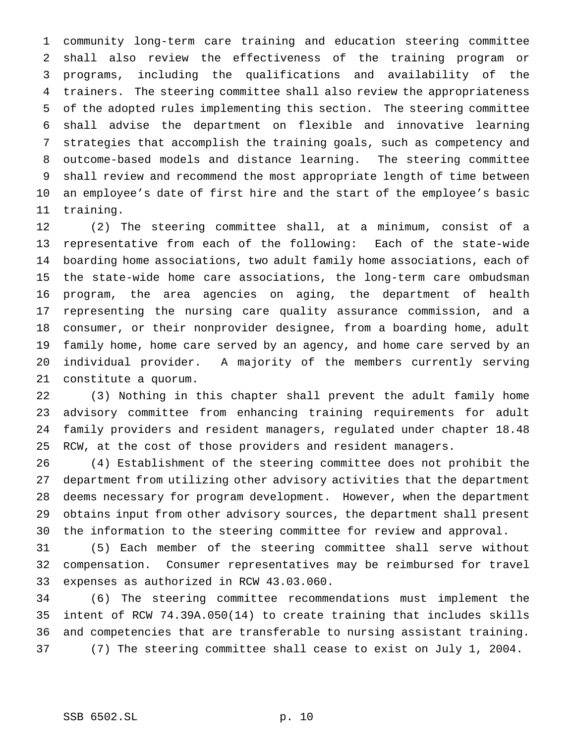community long-term care training and education steering committee shall also review the effectiveness of the training program or programs, including the qualifications and availability of the trainers. The steering committee shall also review the appropriateness of the adopted rules implementing this section. The steering committee shall advise the department on flexible and innovative learning strategies that accomplish the training goals, such as competency and outcome-based models and distance learning. The steering committee shall review and recommend the most appropriate length of time between an employee's date of first hire and the start of the employee's basic training.

(2) The steering committee shall, at a minimum, consist of a representative from each of the following: Each of the state-wide boarding home associations, two adult family home associations, each of the state-wide home care associations, the long-term care ombudsman program, the area agencies on aging, the department of health representing the nursing care quality assurance commission, and a consumer, or their nonprovider designee, from a boarding home, adult family home, home care served by an agency, and home care served by an individual provider. A majority of the members currently serving constitute a quorum.

(3) Nothing in this chapter shall prevent the adult family home advisory committee from enhancing training requirements for adult family providers and resident managers, regulated under chapter 18.48 RCW, at the cost of those providers and resident managers.

(4) Establishment of the steering committee does not prohibit the department from utilizing other advisory activities that the department deems necessary for program development. However, when the department obtains input from other advisory sources, the department shall present the information to the steering committee for review and approval.

(5) Each member of the steering committee shall serve without compensation. Consumer representatives may be reimbursed for travel expenses as authorized in RCW 43.03.060.

(6) The steering committee recommendations must implement the intent of RCW 74.39A.050(14) to create training that includes skills and competencies that are transferable to nursing assistant training.

(7) The steering committee shall cease to exist on July 1, 2004.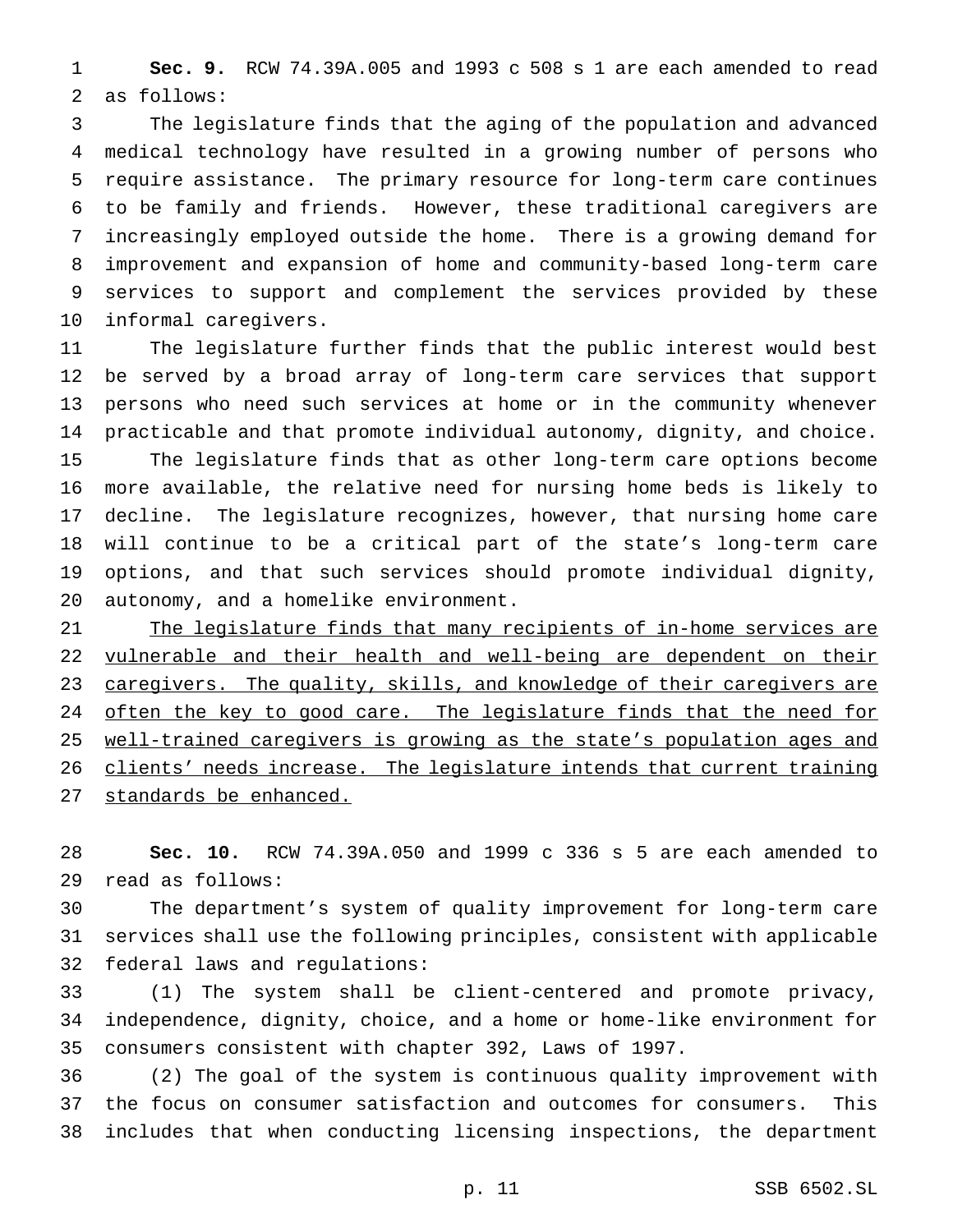**Sec. 9.** RCW 74.39A.005 and 1993 c 508 s 1 are each amended to read as follows:

The legislature finds that the aging of the population and advanced medical technology have resulted in a growing number of persons who require assistance. The primary resource for long-term care continues to be family and friends. However, these traditional caregivers are increasingly employed outside the home. There is a growing demand for improvement and expansion of home and community-based long-term care services to support and complement the services provided by these informal caregivers.

The legislature further finds that the public interest would best be served by a broad array of long-term care services that support persons who need such services at home or in the community whenever practicable and that promote individual autonomy, dignity, and choice.

The legislature finds that as other long-term care options become more available, the relative need for nursing home beds is likely to decline. The legislature recognizes, however, that nursing home care will continue to be a critical part of the state's long-term care options, and that such services should promote individual dignity, autonomy, and a homelike environment.

<u>The legislature finds that many recipients of in-home services are vulnerable and their health and well-being are dependent on their caregivers. The quality, skills, and knowledge of their caregivers are often the key to good care. The legislature finds that the need for well-trained caregivers is growing as the state's population ages and clients' needs increase. The legislature intends that current training standards be enhanced.</u>

**Sec. 10.** RCW 74.39A.050 and 1999 c 336 s 5 are each amended to read as follows:

The department's system of quality improvement for long-term care services shall use the following principles, consistent with applicable federal laws and regulations:

(1) The system shall be client-centered and promote privacy, independence, dignity, choice, and a home or home-like environment for consumers consistent with chapter 392, Laws of 1997.

(2) The goal of the system is continuous quality improvement with the focus on consumer satisfaction and outcomes for consumers. This includes that when conducting licensing inspections, the department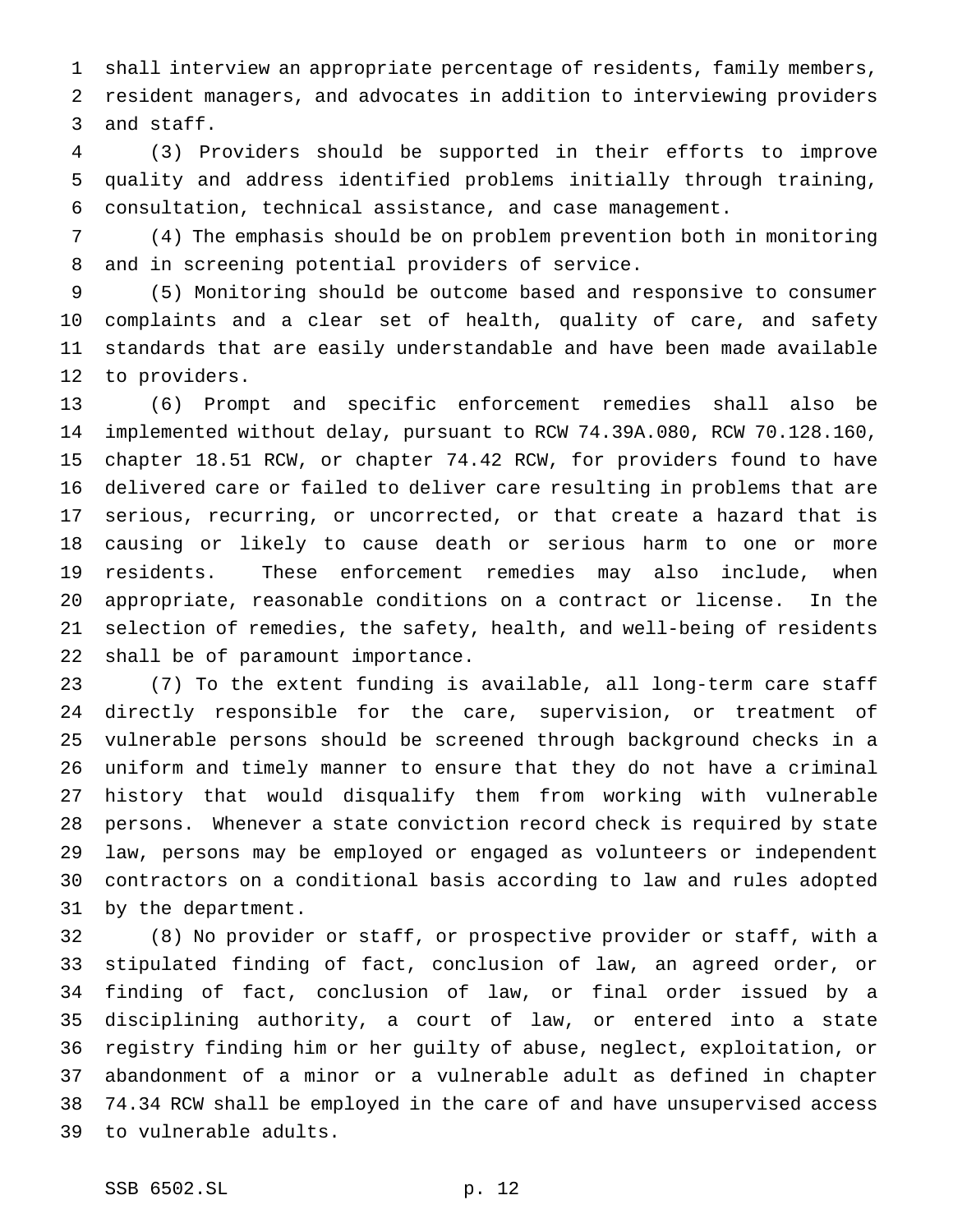shall interview an appropriate percentage of residents, family members, resident managers, and advocates in addition to interviewing providers and staff.

(3) Providers should be supported in their efforts to improve quality and address identified problems initially through training, consultation, technical assistance, and case management.

(4) The emphasis should be on problem prevention both in monitoring and in screening potential providers of service.

(5) Monitoring should be outcome based and responsive to consumer complaints and a clear set of health, quality of care, and safety standards that are easily understandable and have been made available to providers.

(6) Prompt and specific enforcement remedies shall also be implemented without delay, pursuant to RCW 74.39A.080, RCW 70.128.160, chapter 18.51 RCW, or chapter 74.42 RCW, for providers found to have delivered care or failed to deliver care resulting in problems that are serious, recurring, or uncorrected, or that create a hazard that is causing or likely to cause death or serious harm to one or more residents. These enforcement remedies may also include, when appropriate, reasonable conditions on a contract or license. In the selection of remedies, the safety, health, and well-being of residents shall be of paramount importance.

(7) To the extent funding is available, all long-term care staff directly responsible for the care, supervision, or treatment of vulnerable persons should be screened through background checks in a uniform and timely manner to ensure that they do not have a criminal history that would disqualify them from working with vulnerable persons. Whenever a state conviction record check is required by state law, persons may be employed or engaged as volunteers or independent contractors on a conditional basis according to law and rules adopted by the department.

(8) No provider or staff, or prospective provider or staff, with a stipulated finding of fact, conclusion of law, an agreed order, or finding of fact, conclusion of law, or final order issued by a disciplining authority, a court of law, or entered into a state registry finding him or her guilty of abuse, neglect, exploitation, or abandonment of a minor or a vulnerable adult as defined in chapter 74.34 RCW shall be employed in the care of and have unsupervised access to vulnerable adults.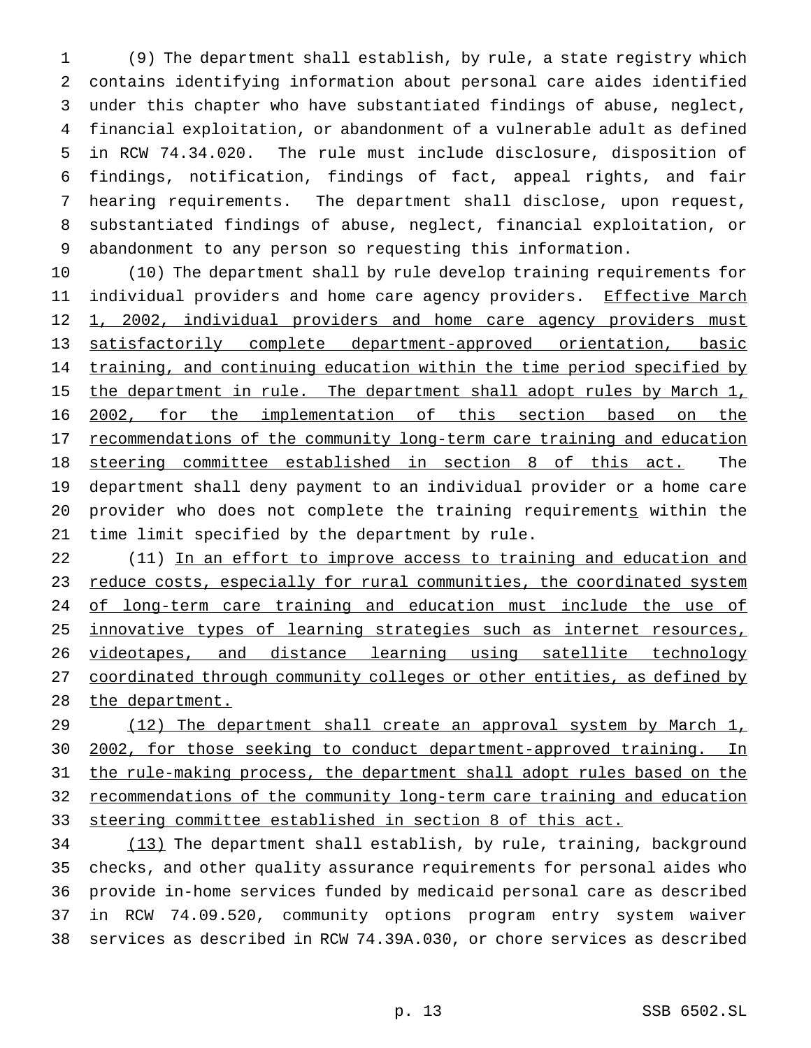(9) The department shall establish, by rule, a state registry which contains identifying information about personal care aides identified under this chapter who have substantiated findings of abuse, neglect, financial exploitation, or abandonment of a vulnerable adult as defined in RCW 74.34.020. The rule must include disclosure, disposition of findings, notification, findings of fact, appeal rights, and fair hearing requirements. The department shall disclose, upon request, substantiated findings of abuse, neglect, financial exploitation, or abandonment to any person so requesting this information.

(10) The department shall by rule develop training requirements for individual providers and home care agency providers. Effective March 1, 2002, individual providers and home care agency providers must satisfactorily complete department-approved orientation, basic training, and continuing education within the time period specified by the department in rule. The department shall adopt rules by March 1, 2002, for the implementation of this section based on the recommendations of the community long-term care training and education steering committee established in section 8 of this act. The department shall deny payment to an individual provider or a home care provider who does not complete the training requirements within the time limit specified by the department by rule.

(11) In an effort to improve access to training and education and reduce costs, especially for rural communities, the coordinated system of long-term care training and education must include the use of innovative types of learning strategies such as internet resources, videotapes, and distance learning using satellite technology coordinated through community colleges or other entities, as defined by the department.

(12) The department shall create an approval system by March 1, 2002, for those seeking to conduct department-approved training. In the rule-making process, the department shall adopt rules based on the recommendations of the community long-term care training and education steering committee established in section 8 of this act.

(13) The department shall establish, by rule, training, background checks, and other quality assurance requirements for personal aides who provide in-home services funded by medicaid personal care as described in RCW 74.09.520, community options program entry system waiver services as described in RCW 74.39A.030, or chore services as described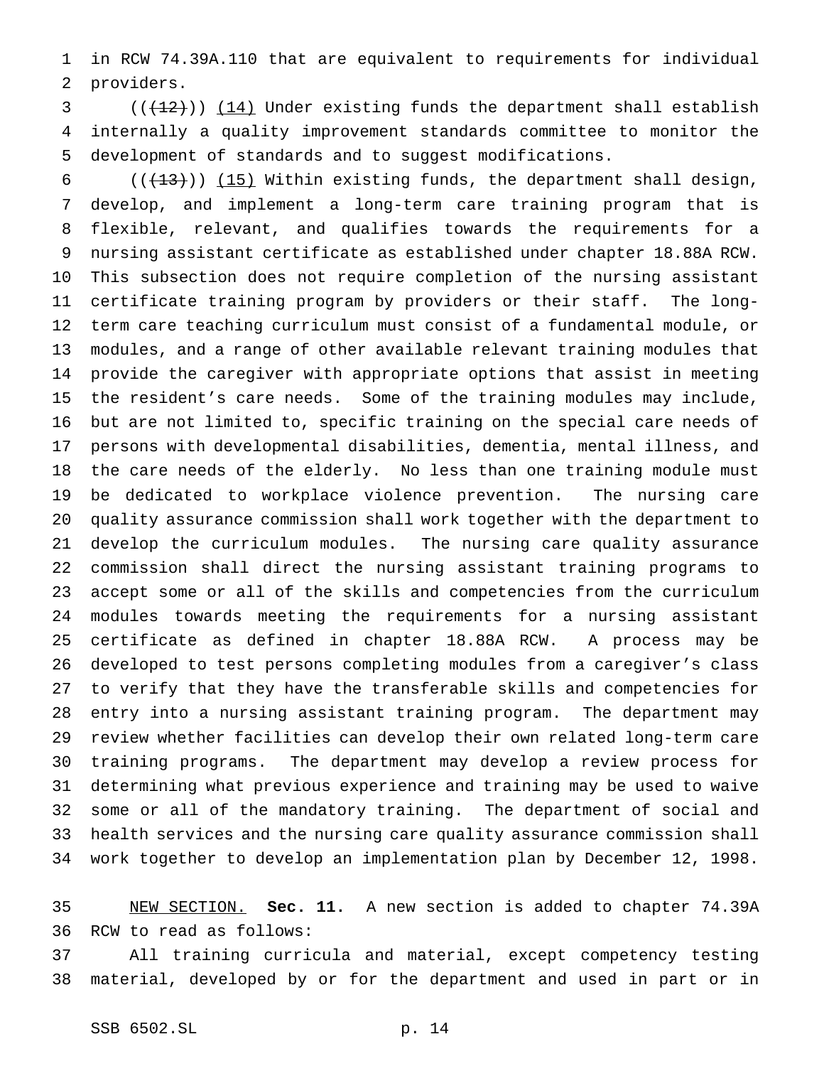in RCW 74.39A.110 that are equivalent to requirements for individual providers.

((~~(12)~~)) <u>(14)</u> Under existing funds the department shall establish internally a quality improvement standards committee to monitor the development of standards and to suggest modifications.

((~~(13)~~)) <u>(15)</u> Within existing funds, the department shall design, develop, and implement a long-term care training program that is flexible, relevant, and qualifies towards the requirements for a nursing assistant certificate as established under chapter 18.88A RCW. This subsection does not require completion of the nursing assistant certificate training program by providers or their staff. The long-term care teaching curriculum must consist of a fundamental module, or modules, and a range of other available relevant training modules that provide the caregiver with appropriate options that assist in meeting the resident's care needs. Some of the training modules may include, but are not limited to, specific training on the special care needs of persons with developmental disabilities, dementia, mental illness, and the care needs of the elderly. No less than one training module must be dedicated to workplace violence prevention. The nursing care quality assurance commission shall work together with the department to develop the curriculum modules. The nursing care quality assurance commission shall direct the nursing assistant training programs to accept some or all of the skills and competencies from the curriculum modules towards meeting the requirements for a nursing assistant certificate as defined in chapter 18.88A RCW. A process may be developed to test persons completing modules from a caregiver's class to verify that they have the transferable skills and competencies for entry into a nursing assistant training program. The department may review whether facilities can develop their own related long-term care training programs. The department may develop a review process for determining what previous experience and training may be used to waive some or all of the mandatory training. The department of social and health services and the nursing care quality assurance commission shall work together to develop an implementation plan by December 12, 1998.

<u>NEW SECTION.</u> **Sec. 11.** A new section is added to chapter 74.39A RCW to read as follows:

All training curricula and material, except competency testing material, developed by or for the department and used in part or in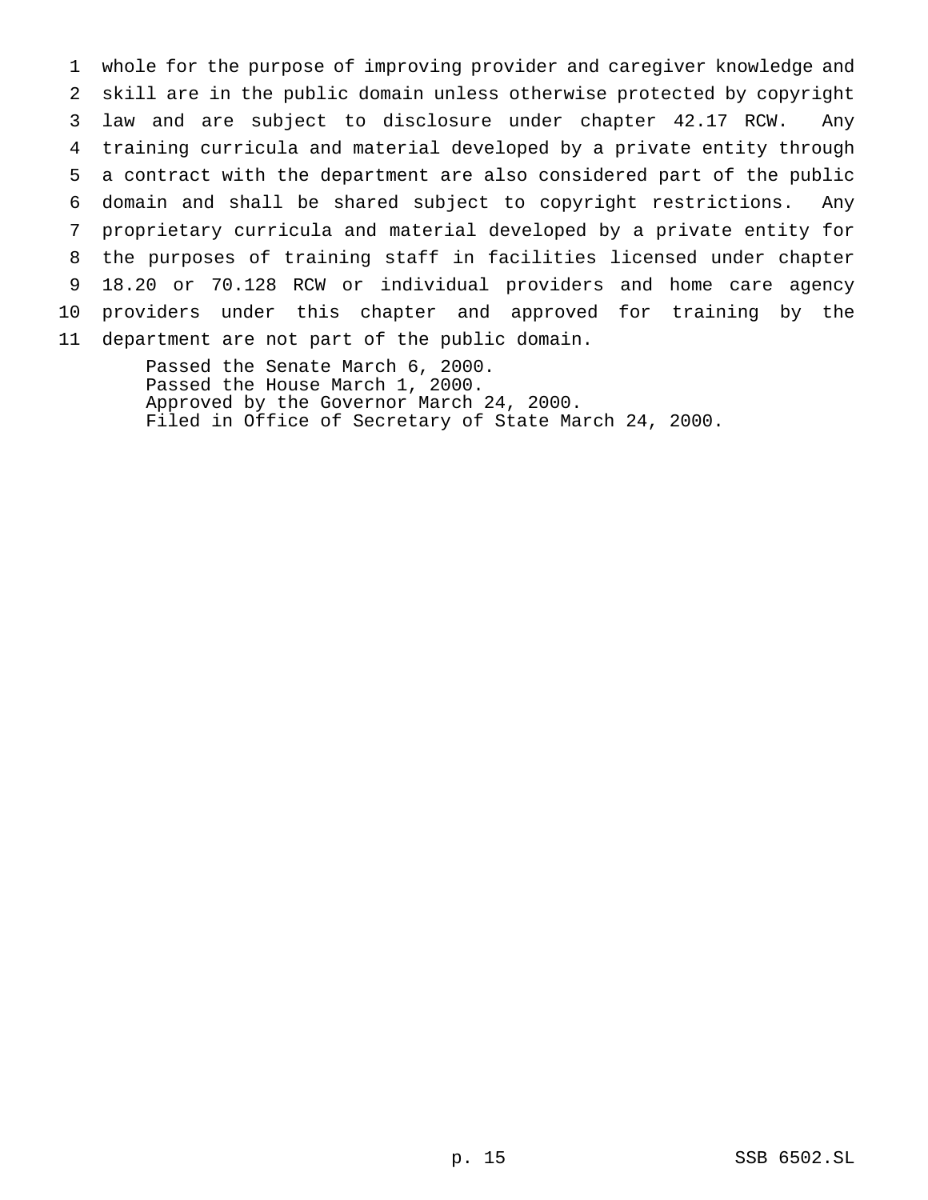whole for the purpose of improving provider and caregiver knowledge and skill are in the public domain unless otherwise protected by copyright law and are subject to disclosure under chapter 42.17 RCW. Any training curricula and material developed by a private entity through a contract with the department are also considered part of the public domain and shall be shared subject to copyright restrictions. Any proprietary curricula and material developed by a private entity for the purposes of training staff in facilities licensed under chapter 18.20 or 70.128 RCW or individual providers and home care agency providers under this chapter and approved for training by the department are not part of the public domain.

Passed the Senate March 6, 2000.
Passed the House March 1, 2000.
Approved by the Governor March 24, 2000.
Filed in Office of Secretary of State March 24, 2000.